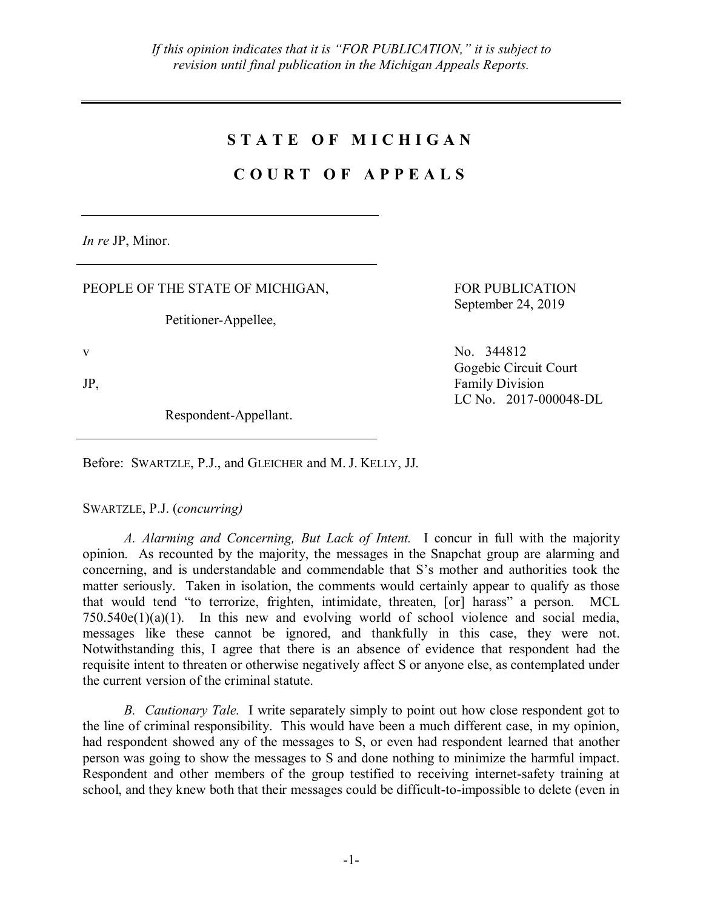*If this opinion indicates that it is "FOR PUBLICATION," it is subject to revision until final publication in the Michigan Appeals Reports.*

---

# STATE OF MICHIGAN

# COURT OF APPEALS

---

*In re* JP, Minor.

---

PEOPLE OF THE STATE OF MICHIGAN,

Petitioner-Appellee,

v

JP,

Respondent-Appellant.

---

FOR PUBLICATION
September 24, 2019

No. 344812
Gogebic Circuit Court
Family Division
LC No. 2017-000048-DL

Before: SWARTZLE, P.J., and GLEICHER and M. J. KELLY, JJ.

SWARTZLE, P.J. (*concurring*)

*A. Alarming and Concerning, But Lack of Intent.* I concur in full with the majority opinion. As recounted by the majority, the messages in the Snapchat group are alarming and concerning, and is understandable and commendable that S's mother and authorities took the matter seriously. Taken in isolation, the comments would certainly appear to qualify as those that would tend "to terrorize, frighten, intimidate, threaten, [or] harass" a person. MCL 750.540e(1)(a)(1). In this new and evolving world of school violence and social media, messages like these cannot be ignored, and thankfully in this case, they were not. Notwithstanding this, I agree that there is an absence of evidence that respondent had the requisite intent to threaten or otherwise negatively affect S or anyone else, as contemplated under the current version of the criminal statute.

*B. Cautionary Tale.* I write separately simply to point out how close respondent got to the line of criminal responsibility. This would have been a much different case, in my opinion, had respondent showed any of the messages to S, or even had respondent learned that another person was going to show the messages to S and done nothing to minimize the harmful impact. Respondent and other members of the group testified to receiving internet-safety training at school, and they knew both that their messages could be difficult-to-impossible to delete (even in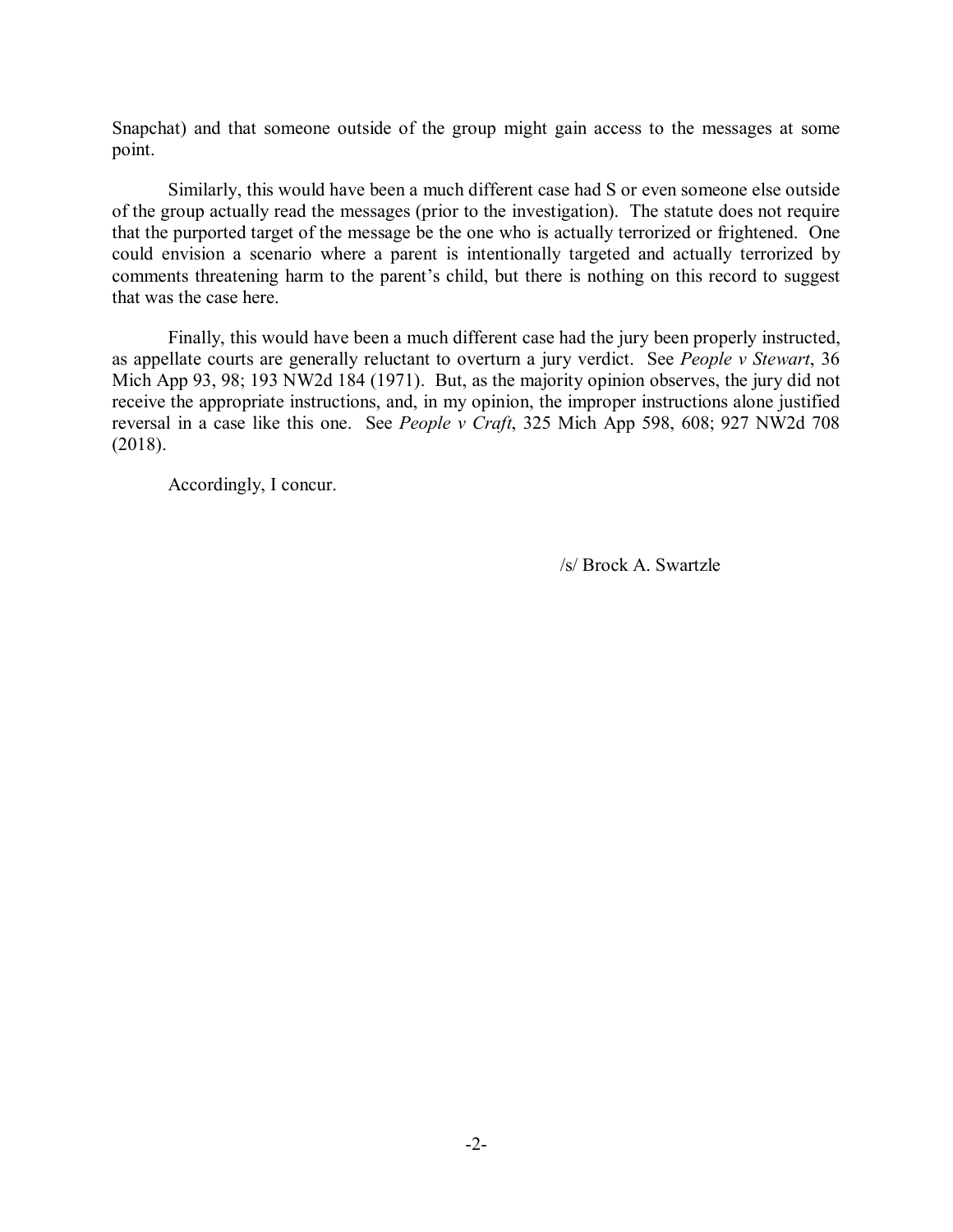Snapchat) and that someone outside of the group might gain access to the messages at some point.

Similarly, this would have been a much different case had S or even someone else outside of the group actually read the messages (prior to the investigation). The statute does not require that the purported target of the message be the one who is actually terrorized or frightened. One could envision a scenario where a parent is intentionally targeted and actually terrorized by comments threatening harm to the parent's child, but there is nothing on this record to suggest that was the case here.

Finally, this would have been a much different case had the jury been properly instructed, as appellate courts are generally reluctant to overturn a jury verdict. See *People v Stewart*, 36 Mich App 93, 98; 193 NW2d 184 (1971). But, as the majority opinion observes, the jury did not receive the appropriate instructions, and, in my opinion, the improper instructions alone justified reversal in a case like this one. See *People v Craft*, 325 Mich App 598, 608; 927 NW2d 708 (2018).

Accordingly, I concur.

/s/ Brock A. Swartzle